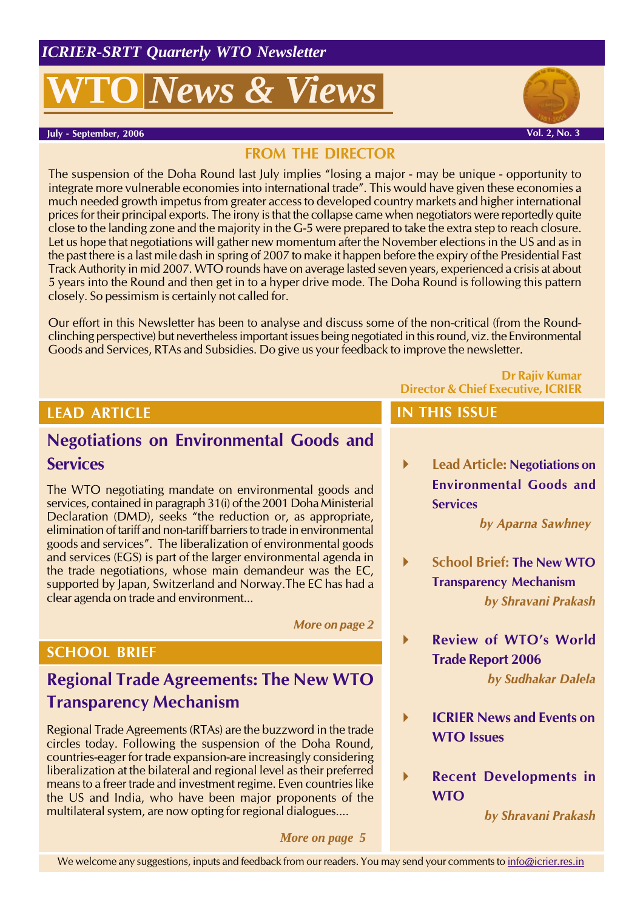*ICRIER-SRTT Quarterly WTO Newsletter*

# WTO *News & Views*

July - September, 2006 | Vol. 2, No. 3

## FROM THE DIRECTOR

The suspension of the Doha Round last July implies "losing a major - may be unique - opportunity to integrate more vulnerable economies into international trade". This would have given these economies a much needed growth impetus from greater access to developed country markets and higher international prices for their principal exports. The irony is that the collapse came when negotiators were reportedly quite close to the landing zone and the majority in the G-5 were prepared to take the extra step to reach closure. Let us hope that negotiations will gather new momentum after the November elections in the US and as in the past there is a last mile dash in spring of 2007 to make it happen before the expiry of the Presidential Fast Track Authority in mid 2007. WTO rounds have on average lasted seven years, experienced a crisis at about 5 years into the Round and then get in to a hyper drive mode. The Doha Round is following this pattern closely. So pessimism is certainly not called for.

Our effort in this Newsletter has been to analyse and discuss some of the non-critical (from the Round-clinching perspective) but nevertheless important issues being negotiated in this round, viz. the Environmental Goods and Services, RTAs and Subsidies. Do give us your feedback to improve the newsletter.

**Dr Rajiv Kumar**
**Director & Chief Executive, ICRIER**

## LEAD ARTICLE

### Negotiations on Environmental Goods and Services

The WTO negotiating mandate on environmental goods and services, contained in paragraph 31(i) of the 2001 Doha Ministerial Declaration (DMD), seeks "the reduction or, as appropriate, elimination of tariff and non-tariff barriers to trade in environmental goods and services". The liberalization of environmental goods and services (EGS) is part of the larger environmental agenda in the trade negotiations, whose main demandeur was the EC, supported by Japan, Switzerland and Norway.The EC has had a clear agenda on trade and environment...

*More on page 2*

## SCHOOL BRIEF

### Regional Trade Agreements: The New WTO Transparency Mechanism

Regional Trade Agreements (RTAs) are the buzzword in the trade circles today. Following the suspension of the Doha Round, countries-eager for trade expansion-are increasingly considering liberalization at the bilateral and regional level as their preferred means to a freer trade and investment regime. Even countries like the US and India, who have been major proponents of the multilateral system, are now opting for regional dialogues....

*More on page 5*

## IN THIS ISSUE

- **Lead Article: Negotiations on Environmental Goods and Services**
  *by Aparna Sawhney*
- **School Brief: The New WTO Transparency Mechanism**
  *by Shravani Prakash*
- **Review of WTO's World Trade Report 2006**
  *by Sudhakar Dalela*
- **ICRIER News and Events on WTO Issues**
- **Recent Developments in WTO**
  *by Shravani Prakash*

We welcome any suggestions, inputs and feedback from our readers. You may send your comments to info@icrier.res.in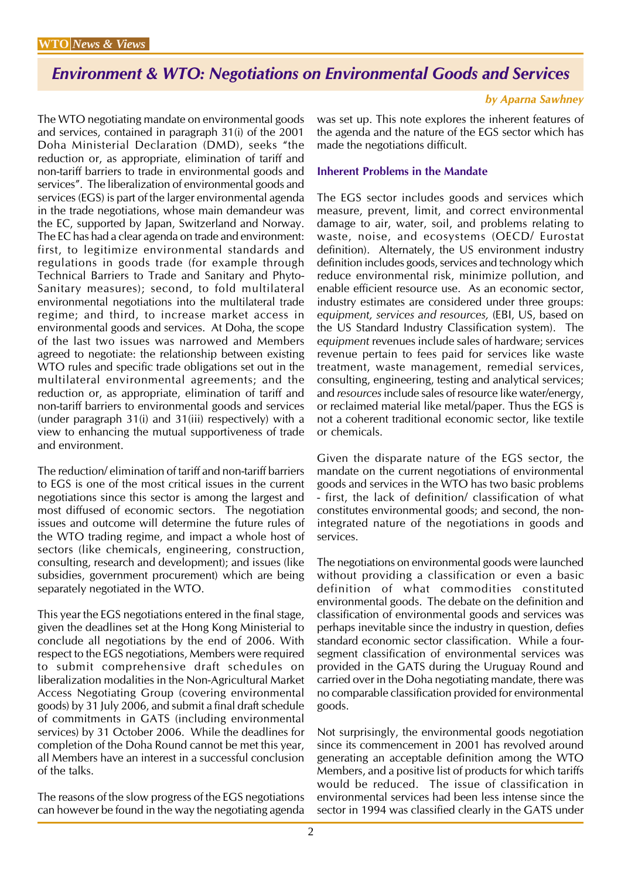## Environment & WTO: Negotiations on Environmental Goods and Services

***by Aparna Sawhney***

The WTO negotiating mandate on environmental goods and services, contained in paragraph 31(i) of the 2001 Doha Ministerial Declaration (DMD), seeks "the reduction or, as appropriate, elimination of tariff and non-tariff barriers to trade in environmental goods and services". The liberalization of environmental goods and services (EGS) is part of the larger environmental agenda in the trade negotiations, whose main demandeur was the EC, supported by Japan, Switzerland and Norway. The EC has had a clear agenda on trade and environment: first, to legitimize environmental standards and regulations in goods trade (for example through Technical Barriers to Trade and Sanitary and Phyto-Sanitary measures); second, to fold multilateral environmental negotiations into the multilateral trade regime; and third, to increase market access in environmental goods and services. At Doha, the scope of the last two issues was narrowed and Members agreed to negotiate: the relationship between existing WTO rules and specific trade obligations set out in the multilateral environmental agreements; and the reduction or, as appropriate, elimination of tariff and non-tariff barriers to environmental goods and services (under paragraph 31(i) and 31(iii) respectively) with a view to enhancing the mutual supportiveness of trade and environment.

The reduction/ elimination of tariff and non-tariff barriers to EGS is one of the most critical issues in the current negotiations since this sector is among the largest and most diffused of economic sectors. The negotiation issues and outcome will determine the future rules of the WTO trading regime, and impact a whole host of sectors (like chemicals, engineering, construction, consulting, research and development); and issues (like subsidies, government procurement) which are being separately negotiated in the WTO.

This year the EGS negotiations entered in the final stage, given the deadlines set at the Hong Kong Ministerial to conclude all negotiations by the end of 2006. With respect to the EGS negotiations, Members were required to submit comprehensive draft schedules on liberalization modalities in the Non-Agricultural Market Access Negotiating Group (covering environmental goods) by 31 July 2006, and submit a final draft schedule of commitments in GATS (including environmental services) by 31 October 2006. While the deadlines for completion of the Doha Round cannot be met this year, all Members have an interest in a successful conclusion of the talks.

The reasons of the slow progress of the EGS negotiations can however be found in the way the negotiating agenda was set up. This note explores the inherent features of the agenda and the nature of the EGS sector which has made the negotiations difficult.

### Inherent Problems in the Mandate

The EGS sector includes goods and services which measure, prevent, limit, and correct environmental damage to air, water, soil, and problems relating to waste, noise, and ecosystems (OECD/ Eurostat definition). Alternately, the US environment industry definition includes goods, services and technology which reduce environmental risk, minimize pollution, and enable efficient resource use. As an economic sector, industry estimates are considered under three groups: *equipment, services and resources,* (EBI, US, based on the US Standard Industry Classification system). The *equipment* revenues include sales of hardware; services revenue pertain to fees paid for services like waste treatment, waste management, remedial services, consulting, engineering, testing and analytical services; and *resources* include sales of resource like water/energy, or reclaimed material like metal/paper. Thus the EGS is not a coherent traditional economic sector, like textile or chemicals.

Given the disparate nature of the EGS sector, the mandate on the current negotiations of environmental goods and services in the WTO has two basic problems - first, the lack of definition/ classification of what constitutes environmental goods; and second, the non-integrated nature of the negotiations in goods and services.

The negotiations on environmental goods were launched without providing a classification or even a basic definition of what commodities constituted environmental goods. The debate on the definition and classification of environmental goods and services was perhaps inevitable since the industry in question, defies standard economic sector classification. While a four-segment classification of environmental services was provided in the GATS during the Uruguay Round and carried over in the Doha negotiating mandate, there was no comparable classification provided for environmental goods.

Not surprisingly, the environmental goods negotiation since its commencement in 2001 has revolved around generating an acceptable definition among the WTO Members, and a positive list of products for which tariffs would be reduced. The issue of classification in environmental services had been less intense since the sector in 1994 was classified clearly in the GATS under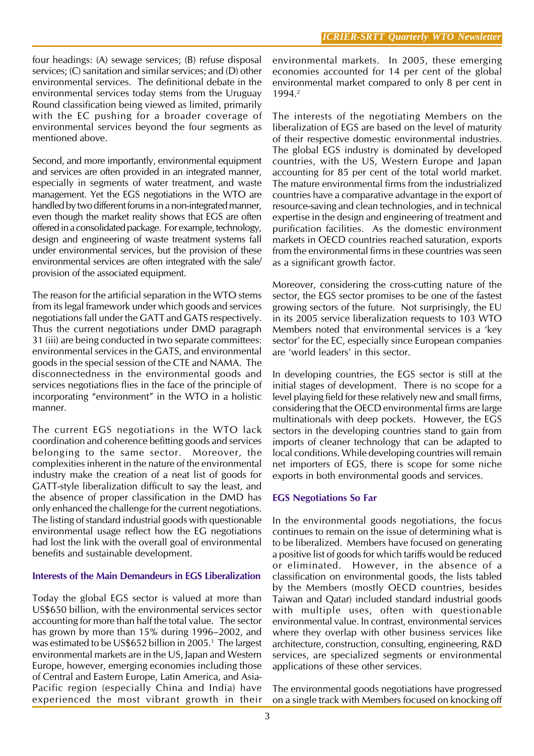four headings: (A) sewage services; (B) refuse disposal services; (C) sanitation and similar services; and (D) other environmental services. The definitional debate in the environmental services today stems from the Uruguay Round classification being viewed as limited, primarily with the EC pushing for a broader coverage of environmental services beyond the four segments as mentioned above.

Second, and more importantly, environmental equipment and services are often provided in an integrated manner, especially in segments of water treatment, and waste management. Yet the EGS negotiations in the WTO are handled by two different forums in a non-integrated manner, even though the market reality shows that EGS are often offered in a consolidated package. For example, technology, design and engineering of waste treatment systems fall under environmental services, but the provision of these environmental services are often integrated with the sale/ provision of the associated equipment.

The reason for the artificial separation in the WTO stems from its legal framework under which goods and services negotiations fall under the GATT and GATS respectively. Thus the current negotiations under DMD paragraph 31 (iii) are being conducted in two separate committees: environmental services in the GATS, and environmental goods in the special session of the CTE and NAMA. The disconnectedness in the environmental goods and services negotiations flies in the face of the principle of incorporating "environment" in the WTO in a holistic manner.

The current EGS negotiations in the WTO lack coordination and coherence befitting goods and services belonging to the same sector. Moreover, the complexities inherent in the nature of the environmental industry make the creation of a neat list of goods for GATT-style liberalization difficult to say the least, and the absence of proper classification in the DMD has only enhanced the challenge for the current negotiations. The listing of standard industrial goods with questionable environmental usage reflect how the EG negotiations had lost the link with the overall goal of environmental benefits and sustainable development.

### Interests of the Main Demandeurs in EGS Liberalization

Today the global EGS sector is valued at more than US$650 billion, with the environmental services sector accounting for more than half the total value. The sector has grown by more than 15% during 1996–2002, and was estimated to be US$652 billion in 2005.[1] The largest environmental markets are in the US, Japan and Western Europe, however, emerging economies including those of Central and Eastern Europe, Latin America, and Asia-Pacific region (especially China and India) have experienced the most vibrant growth in their environmental markets. In 2005, these emerging economies accounted for 14 per cent of the global environmental market compared to only 8 per cent in 1994.[2]

The interests of the negotiating Members on the liberalization of EGS are based on the level of maturity of their respective domestic environmental industries. The global EGS industry is dominated by developed countries, with the US, Western Europe and Japan accounting for 85 per cent of the total world market. The mature environmental firms from the industrialized countries have a comparative advantage in the export of resource-saving and clean technologies, and in technical expertise in the design and engineering of treatment and purification facilities. As the domestic environment markets in OECD countries reached saturation, exports from the environmental firms in these countries was seen as a significant growth factor.

Moreover, considering the cross-cutting nature of the sector, the EGS sector promises to be one of the fastest growing sectors of the future. Not surprisingly, the EU in its 2005 service liberalization requests to 103 WTO Members noted that environmental services is a 'key sector' for the EC, especially since European companies are 'world leaders' in this sector.

In developing countries, the EGS sector is still at the initial stages of development. There is no scope for a level playing field for these relatively new and small firms, considering that the OECD environmental firms are large multinationals with deep pockets. However, the EGS sectors in the developing countries stand to gain from imports of cleaner technology that can be adapted to local conditions. While developing countries will remain net importers of EGS, there is scope for some niche exports in both environmental goods and services.

### EGS Negotiations So Far

In the environmental goods negotiations, the focus continues to remain on the issue of determining what is to be liberalized. Members have focused on generating a positive list of goods for which tariffs would be reduced or eliminated. However, in the absence of a classification on environmental goods, the lists tabled by the Members (mostly OECD countries, besides Taiwan and Qatar) included standard industrial goods with multiple uses, often with questionable environmental value. In contrast, environmental services where they overlap with other business services like architecture, construction, consulting, engineering, R&D services, are specialized segments or environmental applications of these other services.

The environmental goods negotiations have progressed on a single track with Members focused on knocking off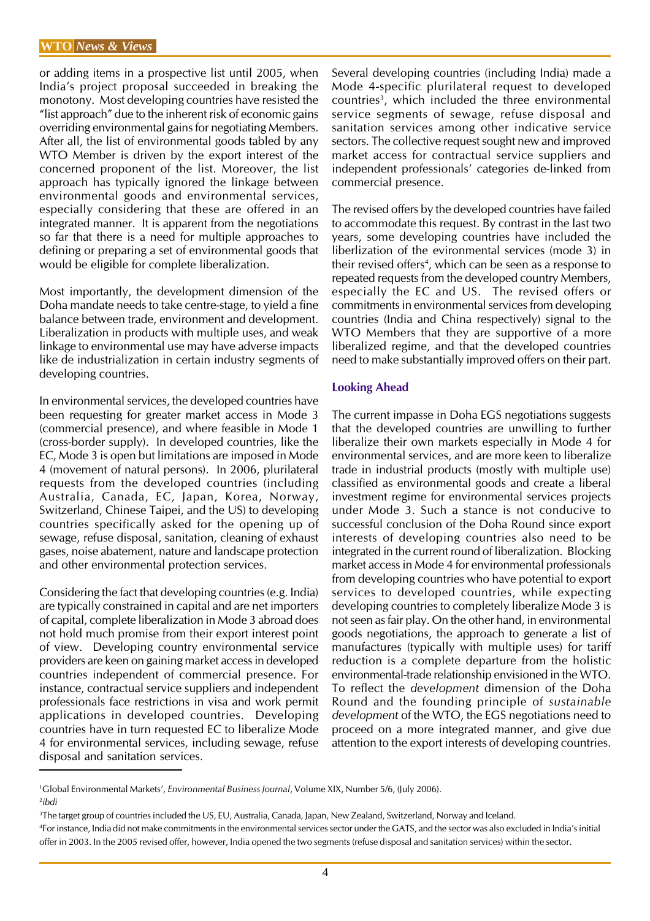or adding items in a prospective list until 2005, when India's project proposal succeeded in breaking the monotony. Most developing countries have resisted the "list approach" due to the inherent risk of economic gains overriding environmental gains for negotiating Members. After all, the list of environmental goods tabled by any WTO Member is driven by the export interest of the concerned proponent of the list. Moreover, the list approach has typically ignored the linkage between environmental goods and environmental services, especially considering that these are offered in an integrated manner. It is apparent from the negotiations so far that there is a need for multiple approaches to defining or preparing a set of environmental goods that would be eligible for complete liberalization.

Most importantly, the development dimension of the Doha mandate needs to take centre-stage, to yield a fine balance between trade, environment and development. Liberalization in products with multiple uses, and weak linkage to environmental use may have adverse impacts like de industrialization in certain industry segments of developing countries.

In environmental services, the developed countries have been requesting for greater market access in Mode 3 (commercial presence), and where feasible in Mode 1 (cross-border supply). In developed countries, like the EC, Mode 3 is open but limitations are imposed in Mode 4 (movement of natural persons). In 2006, plurilateral requests from the developed countries (including Australia, Canada, EC, Japan, Korea, Norway, Switzerland, Chinese Taipei, and the US) to developing countries specifically asked for the opening up of sewage, refuse disposal, sanitation, cleaning of exhaust gases, noise abatement, nature and landscape protection and other environmental protection services.

Considering the fact that developing countries (e.g. India) are typically constrained in capital and are net importers of capital, complete liberalization in Mode 3 abroad does not hold much promise from their export interest point of view. Developing country environmental service providers are keen on gaining market access in developed countries independent of commercial presence. For instance, contractual service suppliers and independent professionals face restrictions in visa and work permit applications in developed countries. Developing countries have in turn requested EC to liberalize Mode 4 for environmental services, including sewage, refuse disposal and sanitation services.

Several developing countries (including India) made a Mode 4-specific plurilateral request to developed countries[3], which included the three environmental service segments of sewage, refuse disposal and sanitation services among other indicative service sectors. The collective request sought new and improved market access for contractual service suppliers and independent professionals' categories de-linked from commercial presence.

The revised offers by the developed countries have failed to accommodate this request. By contrast in the last two years, some developing countries have included the liberlization of the evironmental services (mode 3) in their revised offers[4], which can be seen as a response to repeated requests from the developed country Members, especially the EC and US. The revised offers or commitments in environmental services from developing countries (India and China respectively) signal to the WTO Members that they are supportive of a more liberalized regime, and that the developed countries need to make substantially improved offers on their part.

### Looking Ahead

The current impasse in Doha EGS negotiations suggests that the developed countries are unwilling to further liberalize their own markets especially in Mode 4 for environmental services, and are more keen to liberalize trade in industrial products (mostly with multiple use) classified as environmental goods and create a liberal investment regime for environmental services projects under Mode 3. Such a stance is not conducive to successful conclusion of the Doha Round since export interests of developing countries also need to be integrated in the current round of liberalization. Blocking market access in Mode 4 for environmental professionals from developing countries who have potential to export services to developed countries, while expecting developing countries to completely liberalize Mode 3 is not seen as fair play. On the other hand, in environmental goods negotiations, the approach to generate a list of manufactures (typically with multiple uses) for tariff reduction is a complete departure from the holistic environmental-trade relationship envisioned in the WTO. To reflect the *development* dimension of the Doha Round and the founding principle of *sustainable development* of the WTO, the EGS negotiations need to proceed on a more integrated manner, and give due attention to the export interests of developing countries.

---

[1] Global Environmental Markets', *Environmental Business Journal*, Volume XIX, Number 5/6, (July 2006).

[2] *ibdi*

[3] The target group of countries included the US, EU, Australia, Canada, Japan, New Zealand, Switzerland, Norway and Iceland.

[4] For instance, India did not make commitments in the environmental services sector under the GATS, and the sector was also excluded in India's initial offer in 2003. In the 2005 revised offer, however, India opened the two segments (refuse disposal and sanitation services) within the sector.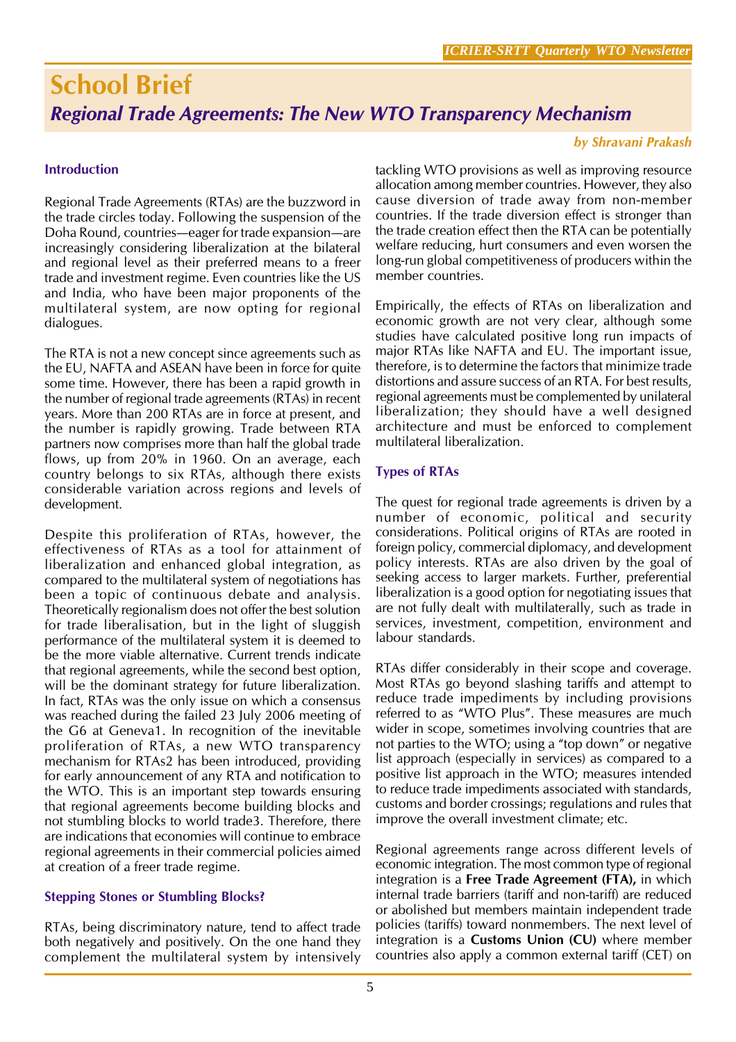# School Brief

## *Regional Trade Agreements: The New WTO Transparency Mechanism*

***by Shravani Prakash***

### Introduction

Regional Trade Agreements (RTAs) are the buzzword in the trade circles today. Following the suspension of the Doha Round, countries—eager for trade expansion—are increasingly considering liberalization at the bilateral and regional level as their preferred means to a freer trade and investment regime. Even countries like the US and India, who have been major proponents of the multilateral system, are now opting for regional dialogues.

The RTA is not a new concept since agreements such as the EU, NAFTA and ASEAN have been in force for quite some time. However, there has been a rapid growth in the number of regional trade agreements (RTAs) in recent years. More than 200 RTAs are in force at present, and the number is rapidly growing. Trade between RTA partners now comprises more than half the global trade flows, up from 20% in 1960. On an average, each country belongs to six RTAs, although there exists considerable variation across regions and levels of development.

Despite this proliferation of RTAs, however, the effectiveness of RTAs as a tool for attainment of liberalization and enhanced global integration, as compared to the multilateral system of negotiations has been a topic of continuous debate and analysis. Theoretically regionalism does not offer the best solution for trade liberalisation, but in the light of sluggish performance of the multilateral system it is deemed to be the more viable alternative. Current trends indicate that regional agreements, while the second best option, will be the dominant strategy for future liberalization. In fact, RTAs was the only issue on which a consensus was reached during the failed 23 July 2006 meeting of the G6 at Geneva[1]. In recognition of the inevitable proliferation of RTAs, a new WTO transparency mechanism for RTAs[2] has been introduced, providing for early announcement of any RTA and notification to the WTO. This is an important step towards ensuring that regional agreements become building blocks and not stumbling blocks to world trade[3]. Therefore, there are indications that economies will continue to embrace regional agreements in their commercial policies aimed at creation of a freer trade regime.

### Stepping Stones or Stumbling Blocks?

RTAs, being discriminatory nature, tend to affect trade both negatively and positively. On the one hand they complement the multilateral system by intensively tackling WTO provisions as well as improving resource allocation among member countries. However, they also cause diversion of trade away from non-member countries. If the trade diversion effect is stronger than the trade creation effect then the RTA can be potentially welfare reducing, hurt consumers and even worsen the long-run global competitiveness of producers within the member countries.

Empirically, the effects of RTAs on liberalization and economic growth are not very clear, although some studies have calculated positive long run impacts of major RTAs like NAFTA and EU. The important issue, therefore, is to determine the factors that minimize trade distortions and assure success of an RTA. For best results, regional agreements must be complemented by unilateral liberalization; they should have a well designed architecture and must be enforced to complement multilateral liberalization.

### Types of RTAs

The quest for regional trade agreements is driven by a number of economic, political and security considerations. Political origins of RTAs are rooted in foreign policy, commercial diplomacy, and development policy interests. RTAs are also driven by the goal of seeking access to larger markets. Further, preferential liberalization is a good option for negotiating issues that are not fully dealt with multilaterally, such as trade in services, investment, competition, environment and labour standards.

RTAs differ considerably in their scope and coverage. Most RTAs go beyond slashing tariffs and attempt to reduce trade impediments by including provisions referred to as "WTO Plus". These measures are much wider in scope, sometimes involving countries that are not parties to the WTO; using a "top down" or negative list approach (especially in services) as compared to a positive list approach in the WTO; measures intended to reduce trade impediments associated with standards, customs and border crossings; regulations and rules that improve the overall investment climate; etc.

Regional agreements range across different levels of economic integration. The most common type of regional integration is a **Free Trade Agreement (FTA),** in which internal trade barriers (tariff and non-tariff) are reduced or abolished but members maintain independent trade policies (tariffs) toward nonmembers. The next level of integration is a **Customs Union (CU)** where member countries also apply a common external tariff (CET) on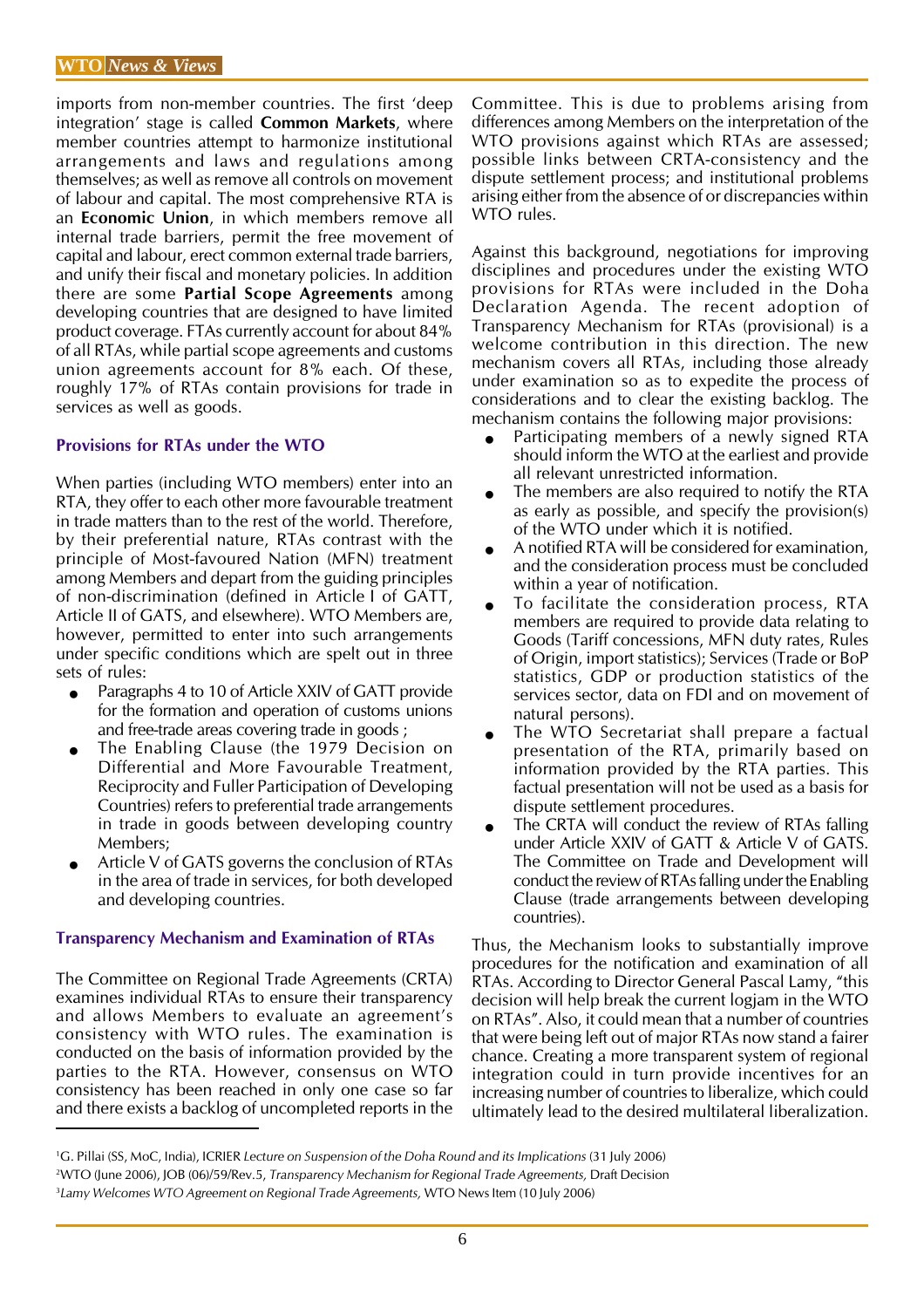imports from non-member countries. The first 'deep integration' stage is called **Common Markets**, where member countries attempt to harmonize institutional arrangements and laws and regulations among themselves; as well as remove all controls on movement of labour and capital. The most comprehensive RTA is an **Economic Union**, in which members remove all internal trade barriers, permit the free movement of capital and labour, erect common external trade barriers, and unify their fiscal and monetary policies. In addition there are some **Partial Scope Agreements** among developing countries that are designed to have limited product coverage. FTAs currently account for about 84% of all RTAs, while partial scope agreements and customs union agreements account for 8% each. Of these, roughly 17% of RTAs contain provisions for trade in services as well as goods.

### Provisions for RTAs under the WTO

When parties (including WTO members) enter into an RTA, they offer to each other more favourable treatment in trade matters than to the rest of the world. Therefore, by their preferential nature, RTAs contrast with the principle of Most-favoured Nation (MFN) treatment among Members and depart from the guiding principles of non-discrimination (defined in Article I of GATT, Article II of GATS, and elsewhere). WTO Members are, however, permitted to enter into such arrangements under specific conditions which are spelt out in three sets of rules:

- Paragraphs 4 to 10 of Article XXIV of GATT provide for the formation and operation of customs unions and free-trade areas covering trade in goods ;
- The Enabling Clause (the 1979 Decision on Differential and More Favourable Treatment, Reciprocity and Fuller Participation of Developing Countries) refers to preferential trade arrangements in trade in goods between developing country Members;
- Article V of GATS governs the conclusion of RTAs in the area of trade in services, for both developed and developing countries.

### Transparency Mechanism and Examination of RTAs

The Committee on Regional Trade Agreements (CRTA) examines individual RTAs to ensure their transparency and allows Members to evaluate an agreement's consistency with WTO rules. The examination is conducted on the basis of information provided by the parties to the RTA. However, consensus on WTO consistency has been reached in only one case so far and there exists a backlog of uncompleted reports in the Committee. This is due to problems arising from differences among Members on the interpretation of the WTO provisions against which RTAs are assessed; possible links between CRTA-consistency and the dispute settlement process; and institutional problems arising either from the absence of or discrepancies within WTO rules.

Against this background, negotiations for improving disciplines and procedures under the existing WTO provisions for RTAs were included in the Doha Declaration Agenda. The recent adoption of Transparency Mechanism for RTAs (provisional) is a welcome contribution in this direction. The new mechanism covers all RTAs, including those already under examination so as to expedite the process of considerations and to clear the existing backlog. The mechanism contains the following major provisions:

- Participating members of a newly signed RTA should inform the WTO at the earliest and provide all relevant unrestricted information.
- The members are also required to notify the RTA as early as possible, and specify the provision(s) of the WTO under which it is notified.
- A notified RTA will be considered for examination, and the consideration process must be concluded within a year of notification.
- To facilitate the consideration process, RTA members are required to provide data relating to Goods (Tariff concessions, MFN duty rates, Rules of Origin, import statistics); Services (Trade or BoP statistics, GDP or production statistics of the services sector, data on FDI and on movement of natural persons).
- The WTO Secretariat shall prepare a factual presentation of the RTA, primarily based on information provided by the RTA parties. This factual presentation will not be used as a basis for dispute settlement procedures.
- The CRTA will conduct the review of RTAs falling under Article XXIV of GATT & Article V of GATS. The Committee on Trade and Development will conduct the review of RTAs falling under the Enabling Clause (trade arrangements between developing countries).

Thus, the Mechanism looks to substantially improve procedures for the notification and examination of all RTAs. According to Director General Pascal Lamy, "this decision will help break the current logjam in the WTO on RTAs". Also, it could mean that a number of countries that were being left out of major RTAs now stand a fairer chance. Creating a more transparent system of regional integration could in turn provide incentives for an increasing number of countries to liberalize, which could ultimately lead to the desired multilateral liberalization.

---

[1] G. Pillai (SS, MoC, India), ICRIER *Lecture on Suspension of the Doha Round and its Implications* (31 July 2006)

[2] WTO (June 2006), JOB (06)/59/Rev.5, *Transparency Mechanism for Regional Trade Agreements,* Draft Decision

[3] *Lamy Welcomes WTO Agreement on Regional Trade Agreements,* WTO News Item (10 July 2006)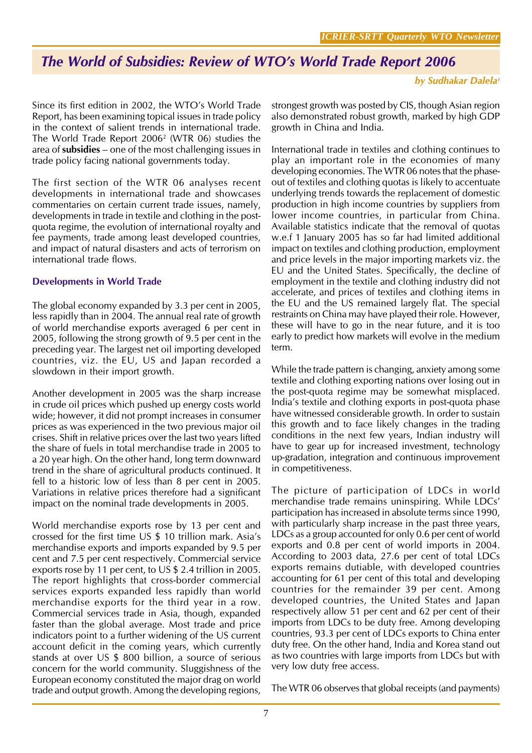## *The World of Subsidies: Review of WTO's World Trade Report 2006*

***by Sudhakar Dalela[1]***

Since its first edition in 2002, the WTO's World Trade Report, has been examining topical issues in trade policy in the context of salient trends in international trade. The World Trade Report 2006[2] (WTR 06) studies the area of **subsidies** – one of the most challenging issues in trade policy facing national governments today.

The first section of the WTR 06 analyses recent developments in international trade and showcases commentaries on certain current trade issues, namely, developments in trade in textile and clothing in the post-quota regime, the evolution of international royalty and fee payments, trade among least developed countries, and impact of natural disasters and acts of terrorism on international trade flows.

### Developments in World Trade

The global economy expanded by 3.3 per cent in 2005, less rapidly than in 2004. The annual real rate of growth of world merchandise exports averaged 6 per cent in 2005, following the strong growth of 9.5 per cent in the preceding year. The largest net oil importing developed countries, viz. the EU, US and Japan recorded a slowdown in their import growth.

Another development in 2005 was the sharp increase in crude oil prices which pushed up energy costs world wide; however, it did not prompt increases in consumer prices as was experienced in the two previous major oil crises. Shift in relative prices over the last two years lifted the share of fuels in total merchandise trade in 2005 to a 20 year high. On the other hand, long term downward trend in the share of agricultural products continued. It fell to a historic low of less than 8 per cent in 2005. Variations in relative prices therefore had a significant impact on the nominal trade developments in 2005.

World merchandise exports rose by 13 per cent and crossed for the first time US $ 10 trillion mark. Asia's merchandise exports and imports expanded by 9.5 per cent and 7.5 per cent respectively. Commercial service exports rose by 11 per cent, to US $ 2.4 trillion in 2005. The report highlights that cross-border commercial services exports expanded less rapidly than world merchandise exports for the third year in a row. Commercial services trade in Asia, though, expanded faster than the global average. Most trade and price indicators point to a further widening of the US current account deficit in the coming years, which currently stands at over US $ 800 billion, a source of serious concern for the world community. Sluggishness of the European economy constituted the major drag on world trade and output growth. Among the developing regions, strongest growth was posted by CIS, though Asian region also demonstrated robust growth, marked by high GDP growth in China and India.

International trade in textiles and clothing continues to play an important role in the economies of many developing economies. The WTR 06 notes that the phase-out of textiles and clothing quotas is likely to accentuate underlying trends towards the replacement of domestic production in high income countries by suppliers from lower income countries, in particular from China. Available statistics indicate that the removal of quotas w.e.f 1 January 2005 has so far had limited additional impact on textiles and clothing production, employment and price levels in the major importing markets viz. the EU and the United States. Specifically, the decline of employment in the textile and clothing industry did not accelerate, and prices of textiles and clothing items in the EU and the US remained largely flat. The special restraints on China may have played their role. However, these will have to go in the near future, and it is too early to predict how markets will evolve in the medium term.

While the trade pattern is changing, anxiety among some textile and clothing exporting nations over losing out in the post-quota regime may be somewhat misplaced. India's textile and clothing exports in post-quota phase have witnessed considerable growth. In order to sustain this growth and to face likely changes in the trading conditions in the next few years, Indian industry will have to gear up for increased investment, technology up-gradation, integration and continuous improvement in competitiveness.

The picture of participation of LDCs in world merchandise trade remains uninspiring. While LDCs' participation has increased in absolute terms since 1990, with particularly sharp increase in the past three years, LDCs as a group accounted for only 0.6 per cent of world exports and 0.8 per cent of world imports in 2004. According to 2003 data, 27.6 per cent of total LDCs exports remains dutiable, with developed countries accounting for 61 per cent of this total and developing countries for the remainder 39 per cent. Among developed countries, the United States and Japan respectively allow 51 per cent and 62 per cent of their imports from LDCs to be duty free. Among developing countries, 93.3 per cent of LDCs exports to China enter duty free. On the other hand, India and Korea stand out as two countries with large imports from LDCs but with very low duty free access.

The WTR 06 observes that global receipts (and payments)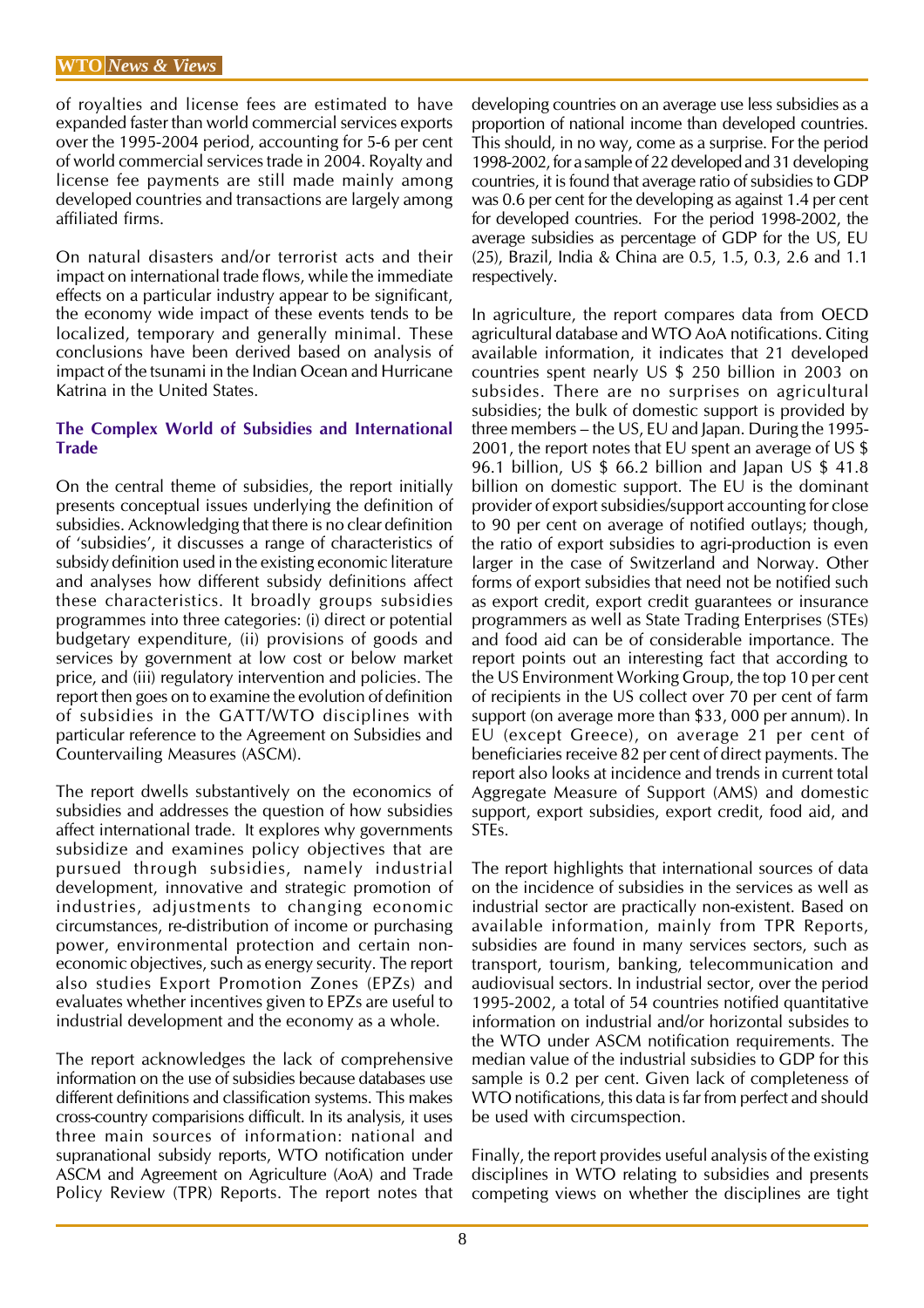of royalties and license fees are estimated to have expanded faster than world commercial services exports over the 1995-2004 period, accounting for 5-6 per cent of world commercial services trade in 2004. Royalty and license fee payments are still made mainly among developed countries and transactions are largely among affiliated firms.

On natural disasters and/or terrorist acts and their impact on international trade flows, while the immediate effects on a particular industry appear to be significant, the economy wide impact of these events tends to be localized, temporary and generally minimal. These conclusions have been derived based on analysis of impact of the tsunami in the Indian Ocean and Hurricane Katrina in the United States.

### The Complex World of Subsidies and International Trade

On the central theme of subsidies, the report initially presents conceptual issues underlying the definition of subsidies. Acknowledging that there is no clear definition of 'subsidies', it discusses a range of characteristics of subsidy definition used in the existing economic literature and analyses how different subsidy definitions affect these characteristics. It broadly groups subsidies programmes into three categories: (i) direct or potential budgetary expenditure, (ii) provisions of goods and services by government at low cost or below market price, and (iii) regulatory intervention and policies. The report then goes on to examine the evolution of definition of subsidies in the GATT/WTO disciplines with particular reference to the Agreement on Subsidies and Countervailing Measures (ASCM).

The report dwells substantively on the economics of subsidies and addresses the question of how subsidies affect international trade. It explores why governments subsidize and examines policy objectives that are pursued through subsidies, namely industrial development, innovative and strategic promotion of industries, adjustments to changing economic circumstances, re-distribution of income or purchasing power, environmental protection and certain non-economic objectives, such as energy security. The report also studies Export Promotion Zones (EPZs) and evaluates whether incentives given to EPZs are useful to industrial development and the economy as a whole.

The report acknowledges the lack of comprehensive information on the use of subsidies because databases use different definitions and classification systems. This makes cross-country comparisions difficult. In its analysis, it uses three main sources of information: national and supranational subsidy reports, WTO notification under ASCM and Agreement on Agriculture (AoA) and Trade Policy Review (TPR) Reports. The report notes that developing countries on an average use less subsidies as a proportion of national income than developed countries. This should, in no way, come as a surprise. For the period 1998-2002, for a sample of 22 developed and 31 developing countries, it is found that average ratio of subsidies to GDP was 0.6 per cent for the developing as against 1.4 per cent for developed countries. For the period 1998-2002, the average subsidies as percentage of GDP for the US, EU (25), Brazil, India & China are 0.5, 1.5, 0.3, 2.6 and 1.1 respectively.

In agriculture, the report compares data from OECD agricultural database and WTO AoA notifications. Citing available information, it indicates that 21 developed countries spent nearly US $ 250 billion in 2003 on subsides. There are no surprises on agricultural subsidies; the bulk of domestic support is provided by three members – the US, EU and Japan. During the 1995-2001, the report notes that EU spent an average of US $ 96.1 billion, US $ 66.2 billion and Japan US $ 41.8 billion on domestic support. The EU is the dominant provider of export subsidies/support accounting for close to 90 per cent on average of notified outlays; though, the ratio of export subsidies to agri-production is even larger in the case of Switzerland and Norway. Other forms of export subsidies that need not be notified such as export credit, export credit guarantees or insurance programmers as well as State Trading Enterprises (STEs) and food aid can be of considerable importance. The report points out an interesting fact that according to the US Environment Working Group, the top 10 per cent of recipients in the US collect over 70 per cent of farm support (on average more than $33, 000 per annum). In EU (except Greece), on average 21 per cent of beneficiaries receive 82 per cent of direct payments. The report also looks at incidence and trends in current total Aggregate Measure of Support (AMS) and domestic support, export subsidies, export credit, food aid, and STEs.

The report highlights that international sources of data on the incidence of subsidies in the services as well as industrial sector are practically non-existent. Based on available information, mainly from TPR Reports, subsidies are found in many services sectors, such as transport, tourism, banking, telecommunication and audiovisual sectors. In industrial sector, over the period 1995-2002, a total of 54 countries notified quantitative information on industrial and/or horizontal subsides to the WTO under ASCM notification requirements. The median value of the industrial subsidies to GDP for this sample is 0.2 per cent. Given lack of completeness of WTO notifications, this data is far from perfect and should be used with circumspection.

Finally, the report provides useful analysis of the existing disciplines in WTO relating to subsidies and presents competing views on whether the disciplines are tight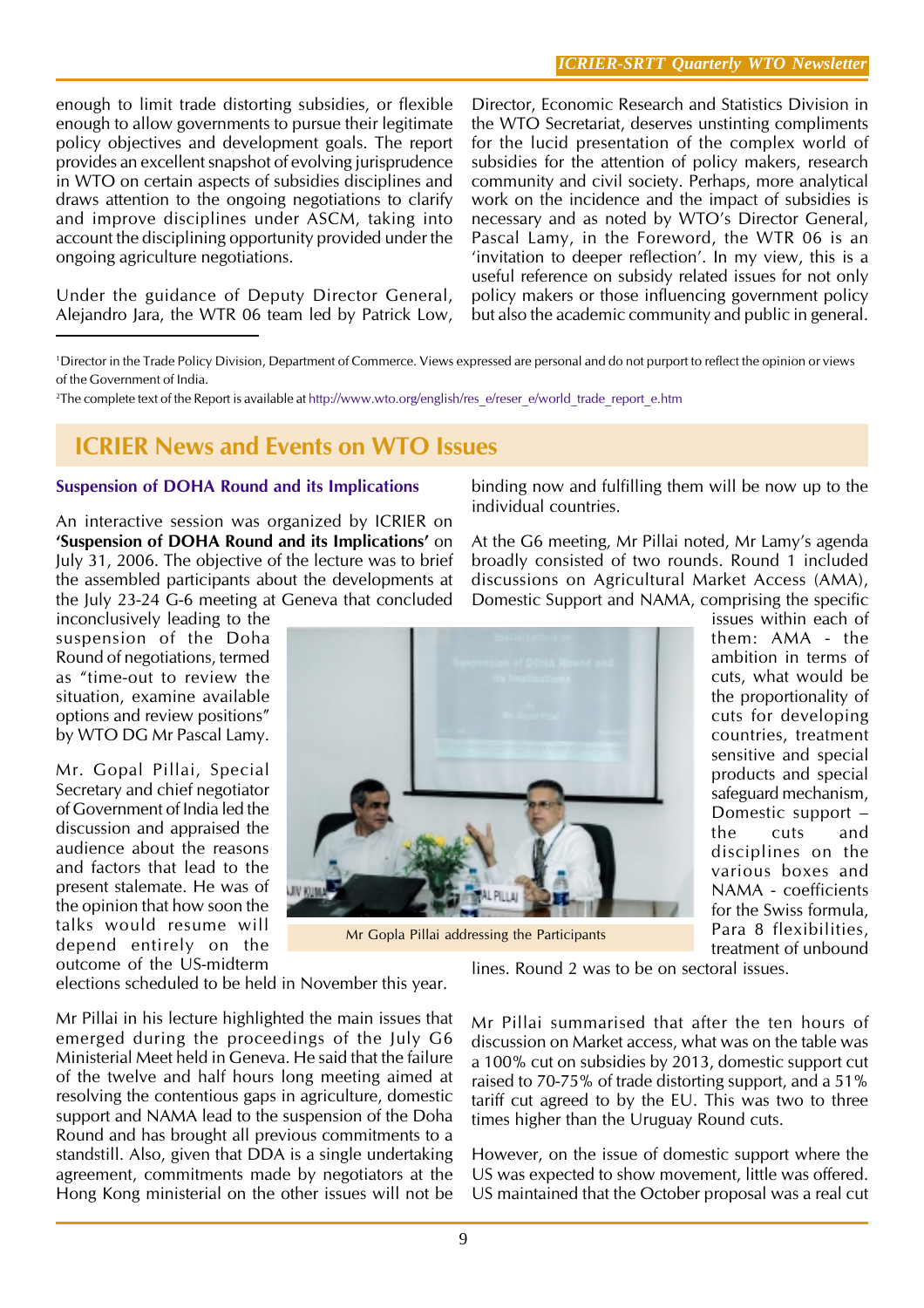enough to limit trade distorting subsidies, or flexible enough to allow governments to pursue their legitimate policy objectives and development goals. The report provides an excellent snapshot of evolving jurisprudence in WTO on certain aspects of subsidies disciplines and draws attention to the ongoing negotiations to clarify and improve disciplines under ASCM, taking into account the disciplining opportunity provided under the ongoing agriculture negotiations.

Under the guidance of Deputy Director General, Alejandro Jara, the WTR 06 team led by Patrick Low, Director, Economic Research and Statistics Division in the WTO Secretariat, deserves unstinting compliments for the lucid presentation of the complex world of subsidies for the attention of policy makers, research community and civil society. Perhaps, more analytical work on the incidence and the impact of subsidies is necessary and as noted by WTO's Director General, Pascal Lamy, in the Foreword, the WTR 06 is an 'invitation to deeper reflection'. In my view, this is a useful reference on subsidy related issues for not only policy makers or those influencing government policy but also the academic community and public in general.

[1]Director in the Trade Policy Division, Department of Commerce. Views expressed are personal and do not purport to reflect the opinion or views of the Government of India.

[2]The complete text of the Report is available at http://www.wto.org/english/res_e/reser_e/world_trade_report_e.htm

## ICRIER News and Events on WTO Issues

### Suspension of DOHA Round and its Implications

An interactive session was organized by ICRIER on **'Suspension of DOHA Round and its Implications'** on July 31, 2006. The objective of the lecture was to brief the assembled participants about the developments at the July 23-24 G-6 meeting at Geneva that concluded inconclusively leading to the suspension of the Doha Round of negotiations, termed as "time-out to review the situation, examine available options and review positions" by WTO DG Mr Pascal Lamy.

Mr. Gopal Pillai, Special Secretary and chief negotiator of Government of India led the discussion and appraised the audience about the reasons and factors that lead to the present stalemate. He was of the opinion that how soon the talks would resume will depend entirely on the outcome of the US-midterm elections scheduled to be held in November this year.

Mr Gopla Pillai addressing the Participants

Mr Pillai in his lecture highlighted the main issues that emerged during the proceedings of the July G6 Ministerial Meet held in Geneva. He said that the failure of the twelve and half hours long meeting aimed at resolving the contentious gaps in agriculture, domestic support and NAMA lead to the suspension of the Doha Round and has brought all previous commitments to a standstill. Also, given that DDA is a single undertaking agreement, commitments made by negotiators at the Hong Kong ministerial on the other issues will not be binding now and fulfilling them will be now up to the individual countries.

At the G6 meeting, Mr Pillai noted, Mr Lamy's agenda broadly consisted of two rounds. Round 1 included discussions on Agricultural Market Access (AMA), Domestic Support and NAMA, comprising the specific issues within each of them: AMA - the ambition in terms of cuts, what would be the proportionality of cuts for developing countries, treatment sensitive and special products and special safeguard mechanism, Domestic support – the cuts and disciplines on the various boxes and NAMA - coefficients for the Swiss formula, Para 8 flexibilities, treatment of unbound lines. Round 2 was to be on sectoral issues.

Mr Pillai summarised that after the ten hours of discussion on Market access, what was on the table was a 100% cut on subsidies by 2013, domestic support cut raised to 70-75% of trade distorting support, and a 51% tariff cut agreed to by the EU. This was two to three times higher than the Uruguay Round cuts.

However, on the issue of domestic support where the US was expected to show movement, little was offered. US maintained that the October proposal was a real cut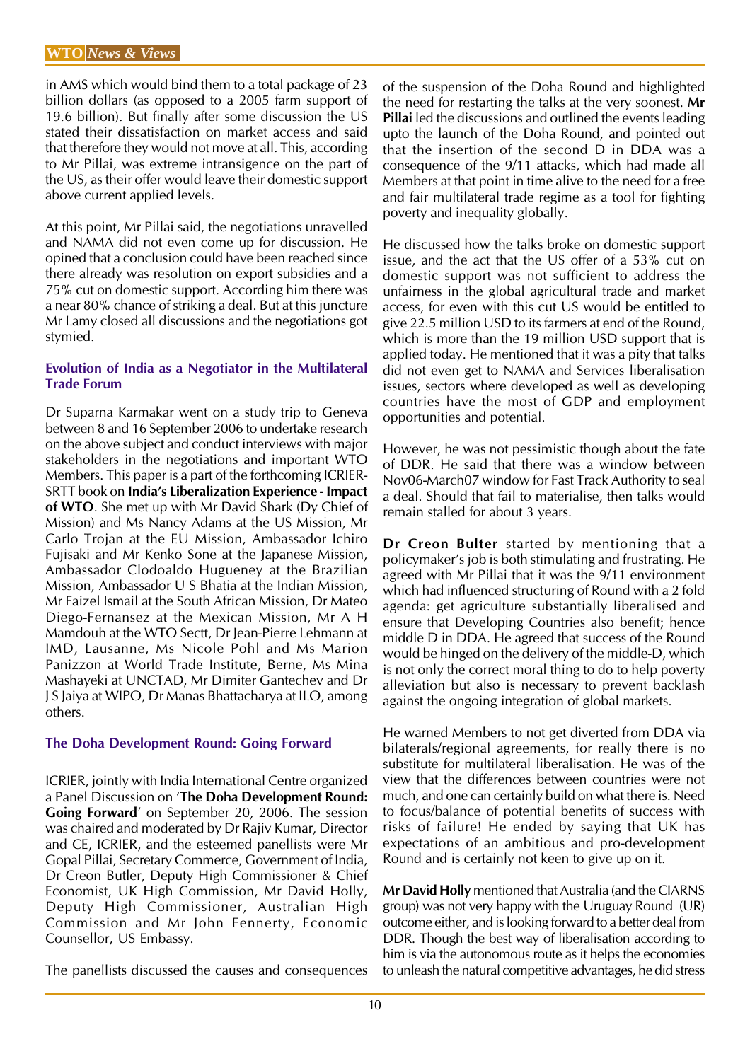in AMS which would bind them to a total package of 23 billion dollars (as opposed to a 2005 farm support of 19.6 billion). But finally after some discussion the US stated their dissatisfaction on market access and said that therefore they would not move at all. This, according to Mr Pillai, was extreme intransigence on the part of the US, as their offer would leave their domestic support above current applied levels.

At this point, Mr Pillai said, the negotiations unravelled and NAMA did not even come up for discussion. He opined that a conclusion could have been reached since there already was resolution on export subsidies and a 75% cut on domestic support. According him there was a near 80% chance of striking a deal. But at this juncture Mr Lamy closed all discussions and the negotiations got stymied.

### Evolution of India as a Negotiator in the Multilateral Trade Forum

Dr Suparna Karmakar went on a study trip to Geneva between 8 and 16 September 2006 to undertake research on the above subject and conduct interviews with major stakeholders in the negotiations and important WTO Members. This paper is a part of the forthcoming ICRIER-SRTT book on **India's Liberalization Experience - Impact of WTO**. She met up with Mr David Shark (Dy Chief of Mission) and Ms Nancy Adams at the US Mission, Mr Carlo Trojan at the EU Mission, Ambassador Ichiro Fujisaki and Mr Kenko Sone at the Japanese Mission, Ambassador Clodoaldo Hugueney at the Brazilian Mission, Ambassador U S Bhatia at the Indian Mission, Mr Faizel Ismail at the South African Mission, Dr Mateo Diego-Fernansez at the Mexican Mission, Mr A H Mamdouh at the WTO Sectt, Dr Jean-Pierre Lehmann at IMD, Lausanne, Ms Nicole Pohl and Ms Marion Panizzon at World Trade Institute, Berne, Ms Mina Mashayeki at UNCTAD, Mr Dimiter Gantechev and Dr J S Jaiya at WIPO, Dr Manas Bhattacharya at ILO, among others.

### The Doha Development Round: Going Forward

ICRIER, jointly with India International Centre organized a Panel Discussion on '**The Doha Development Round: Going Forward**' on September 20, 2006. The session was chaired and moderated by Dr Rajiv Kumar, Director and CE, ICRIER, and the esteemed panellists were Mr Gopal Pillai, Secretary Commerce, Government of India, Dr Creon Butler, Deputy High Commissioner & Chief Economist, UK High Commission, Mr David Holly, Deputy High Commissioner, Australian High Commission and Mr John Fennerty, Economic Counsellor, US Embassy.

The panellists discussed the causes and consequences of the suspension of the Doha Round and highlighted the need for restarting the talks at the very soonest. **Mr Pillai** led the discussions and outlined the events leading upto the launch of the Doha Round, and pointed out that the insertion of the second D in DDA was a consequence of the 9/11 attacks, which had made all Members at that point in time alive to the need for a free and fair multilateral trade regime as a tool for fighting poverty and inequality globally.

He discussed how the talks broke on domestic support issue, and the act that the US offer of a 53% cut on domestic support was not sufficient to address the unfairness in the global agricultural trade and market access, for even with this cut US would be entitled to give 22.5 million USD to its farmers at end of the Round, which is more than the 19 million USD support that is applied today. He mentioned that it was a pity that talks did not even get to NAMA and Services liberalisation issues, sectors where developed as well as developing countries have the most of GDP and employment opportunities and potential.

However, he was not pessimistic though about the fate of DDR. He said that there was a window between Nov06-March07 window for Fast Track Authority to seal a deal. Should that fail to materialise, then talks would remain stalled for about 3 years.

**Dr Creon Bulter** started by mentioning that a policymaker's job is both stimulating and frustrating. He agreed with Mr Pillai that it was the 9/11 environment which had influenced structuring of Round with a 2 fold agenda: get agriculture substantially liberalised and ensure that Developing Countries also benefit; hence middle D in DDA. He agreed that success of the Round would be hinged on the delivery of the middle-D, which is not only the correct moral thing to do to help poverty alleviation but also is necessary to prevent backlash against the ongoing integration of global markets.

He warned Members to not get diverted from DDA via bilaterals/regional agreements, for really there is no substitute for multilateral liberalisation. He was of the view that the differences between countries were not much, and one can certainly build on what there is. Need to focus/balance of potential benefits of success with risks of failure! He ended by saying that UK has expectations of an ambitious and pro-development Round and is certainly not keen to give up on it.

**Mr David Holly** mentioned that Australia (and the CIARNS group) was not very happy with the Uruguay Round (UR) outcome either, and is looking forward to a better deal from DDR. Though the best way of liberalisation according to him is via the autonomous route as it helps the economies to unleash the natural competitive advantages, he did stress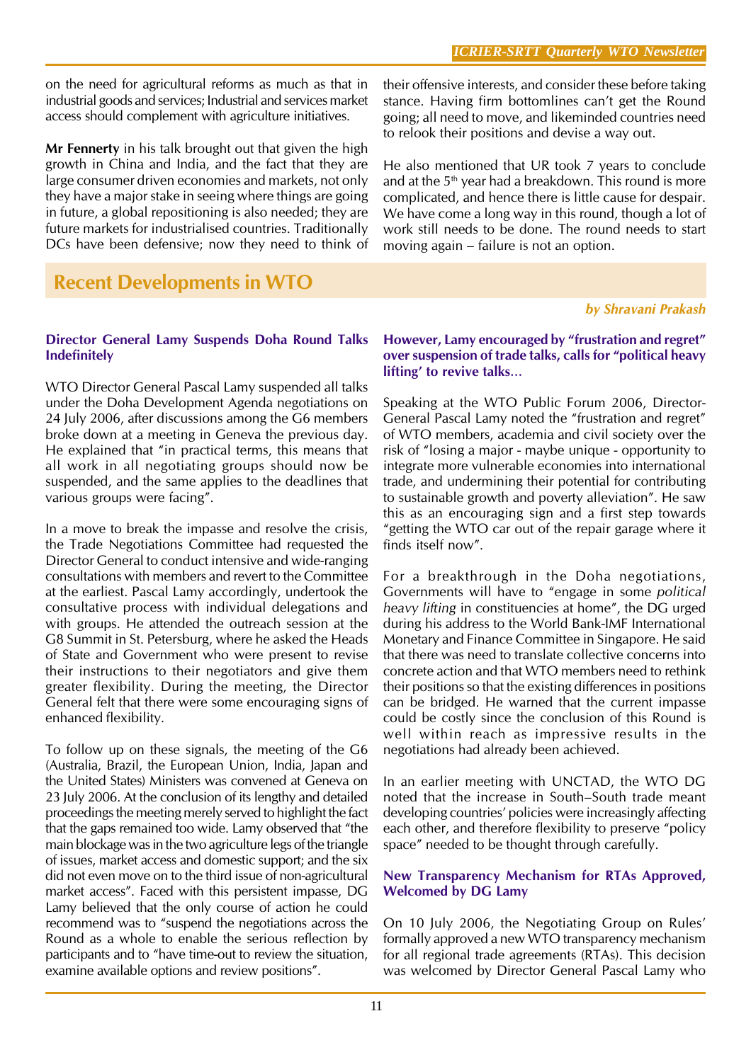on the need for agricultural reforms as much as that in industrial goods and services; Industrial and services market access should complement with agriculture initiatives.

**Mr Fennerty** in his talk brought out that given the high growth in China and India, and the fact that they are large consumer driven economies and markets, not only they have a major stake in seeing where things are going in future, a global repositioning is also needed; they are future markets for industrialised countries. Traditionally DCs have been defensive; now they need to think of their offensive interests, and consider these before taking stance. Having firm bottomlines can't get the Round going; all need to move, and likeminded countries need to relook their positions and devise a way out.

He also mentioned that UR took 7 years to conclude and at the 5th year had a breakdown. This round is more complicated, and hence there is little cause for despair. We have come a long way in this round, though a lot of work still needs to be done. The round needs to start moving again – failure is not an option.

## Recent Developments in WTO

***by Shravani Prakash***

### Director General Lamy Suspends Doha Round Talks Indefinitely

WTO Director General Pascal Lamy suspended all talks under the Doha Development Agenda negotiations on 24 July 2006, after discussions among the G6 members broke down at a meeting in Geneva the previous day. He explained that "in practical terms, this means that all work in all negotiating groups should now be suspended, and the same applies to the deadlines that various groups were facing".

In a move to break the impasse and resolve the crisis, the Trade Negotiations Committee had requested the Director General to conduct intensive and wide-ranging consultations with members and revert to the Committee at the earliest. Pascal Lamy accordingly, undertook the consultative process with individual delegations and with groups. He attended the outreach session at the G8 Summit in St. Petersburg, where he asked the Heads of State and Government who were present to revise their instructions to their negotiators and give them greater flexibility. During the meeting, the Director General felt that there were some encouraging signs of enhanced flexibility.

To follow up on these signals, the meeting of the G6 (Australia, Brazil, the European Union, India, Japan and the United States) Ministers was convened at Geneva on 23 July 2006. At the conclusion of its lengthy and detailed proceedings the meeting merely served to highlight the fact that the gaps remained too wide. Lamy observed that "the main blockage was in the two agriculture legs of the triangle of issues, market access and domestic support; and the six did not even move on to the third issue of non-agricultural market access". Faced with this persistent impasse, DG Lamy believed that the only course of action he could recommend was to "suspend the negotiations across the Round as a whole to enable the serious reflection by participants and to "have time-out to review the situation, examine available options and review positions".

### However, Lamy encouraged by "frustration and regret" over suspension of trade talks, calls for "political heavy lifting' to revive talks...

Speaking at the WTO Public Forum 2006, Director-General Pascal Lamy noted the "frustration and regret" of WTO members, academia and civil society over the risk of "losing a major - maybe unique - opportunity to integrate more vulnerable economies into international trade, and undermining their potential for contributing to sustainable growth and poverty alleviation". He saw this as an encouraging sign and a first step towards "getting the WTO car out of the repair garage where it finds itself now".

For a breakthrough in the Doha negotiations, Governments will have to "engage in some *political heavy lifting* in constituencies at home", the DG urged during his address to the World Bank-IMF International Monetary and Finance Committee in Singapore. He said that there was need to translate collective concerns into concrete action and that WTO members need to rethink their positions so that the existing differences in positions can be bridged. He warned that the current impasse could be costly since the conclusion of this Round is well within reach as impressive results in the negotiations had already been achieved.

In an earlier meeting with UNCTAD, the WTO DG noted that the increase in South–South trade meant developing countries' policies were increasingly affecting each other, and therefore flexibility to preserve "policy space" needed to be thought through carefully.

### New Transparency Mechanism for RTAs Approved, Welcomed by DG Lamy

On 10 July 2006, the Negotiating Group on Rules' formally approved a new WTO transparency mechanism for all regional trade agreements (RTAs). This decision was welcomed by Director General Pascal Lamy who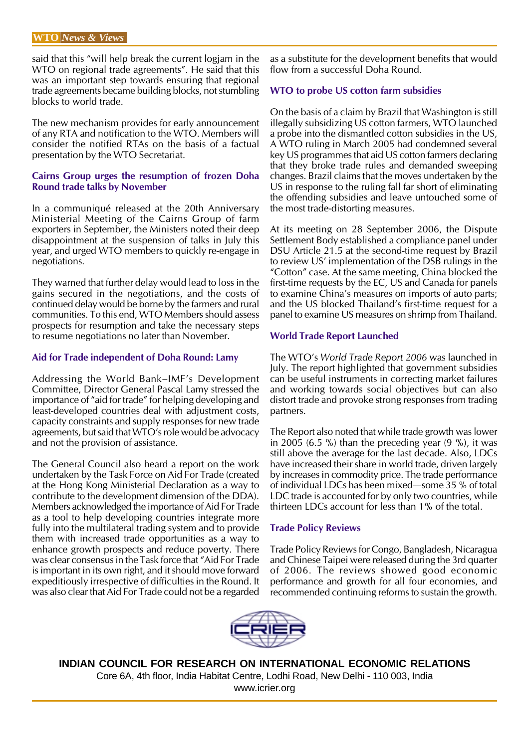said that this "will help break the current logjam in the WTO on regional trade agreements". He said that this was an important step towards ensuring that regional trade agreements became building blocks, not stumbling blocks to world trade.

The new mechanism provides for early announcement of any RTA and notification to the WTO. Members will consider the notified RTAs on the basis of a factual presentation by the WTO Secretariat.

### Cairns Group urges the resumption of frozen Doha Round trade talks by November

In a communiqué released at the 20th Anniversary Ministerial Meeting of the Cairns Group of farm exporters in September, the Ministers noted their deep disappointment at the suspension of talks in July this year, and urged WTO members to quickly re-engage in negotiations.

They warned that further delay would lead to loss in the gains secured in the negotiations, and the costs of continued delay would be borne by the farmers and rural communities. To this end, WTO Members should assess prospects for resumption and take the necessary steps to resume negotiations no later than November.

### Aid for Trade independent of Doha Round: Lamy

Addressing the World Bank–IMF's Development Committee, Director General Pascal Lamy stressed the importance of "aid for trade" for helping developing and least-developed countries deal with adjustment costs, capacity constraints and supply responses for new trade agreements, but said that WTO's role would be advocacy and not the provision of assistance.

The General Council also heard a report on the work undertaken by the Task Force on Aid For Trade (created at the Hong Kong Ministerial Declaration as a way to contribute to the development dimension of the DDA). Members acknowledged the importance of Aid For Trade as a tool to help developing countries integrate more fully into the multilateral trading system and to provide them with increased trade opportunities as a way to enhance growth prospects and reduce poverty. There was clear consensus in the Task force that "Aid For Trade is important in its own right, and it should move forward expeditiously irrespective of difficulties in the Round. It was also clear that Aid For Trade could not be a regarded as a substitute for the development benefits that would flow from a successful Doha Round.

### WTO to probe US cotton farm subsidies

On the basis of a claim by Brazil that Washington is still illegally subsidizing US cotton farmers, WTO launched a probe into the dismantled cotton subsidies in the US, A WTO ruling in March 2005 had condemned several key US programmes that aid US cotton farmers declaring that they broke trade rules and demanded sweeping changes. Brazil claims that the moves undertaken by the US in response to the ruling fall far short of eliminating the offending subsidies and leave untouched some of the most trade-distorting measures.

At its meeting on 28 September 2006, the Dispute Settlement Body established a compliance panel under DSU Article 21.5 at the second-time request by Brazil to review US' implementation of the DSB rulings in the "Cotton" case. At the same meeting, China blocked the first-time requests by the EC, US and Canada for panels to examine China's measures on imports of auto parts; and the US blocked Thailand's first-time request for a panel to examine US measures on shrimp from Thailand.

### World Trade Report Launched

The WTO's *World Trade Report 2006* was launched in July. The report highlighted that government subsidies can be useful instruments in correcting market failures and working towards social objectives but can also distort trade and provoke strong responses from trading partners.

The Report also noted that while trade growth was lower in 2005 (6.5 %) than the preceding year (9 %), it was still above the average for the last decade. Also, LDCs have increased their share in world trade, driven largely by increases in commodity price. The trade performance of individual LDCs has been mixed—some 35 % of total LDC trade is accounted for by only two countries, while thirteen LDCs account for less than 1% of the total.

### Trade Policy Reviews

Trade Policy Reviews for Congo, Bangladesh, Nicaragua and Chinese Taipei were released during the 3rd quarter of 2006. The reviews showed good economic performance and growth for all four economies, and recommended continuing reforms to sustain the growth.

ICRIER

**INDIAN COUNCIL FOR RESEARCH ON INTERNATIONAL ECONOMIC RELATIONS**

Core 6A, 4th floor, India Habitat Centre, Lodhi Road, New Delhi - 110 003, India

www.icrier.org